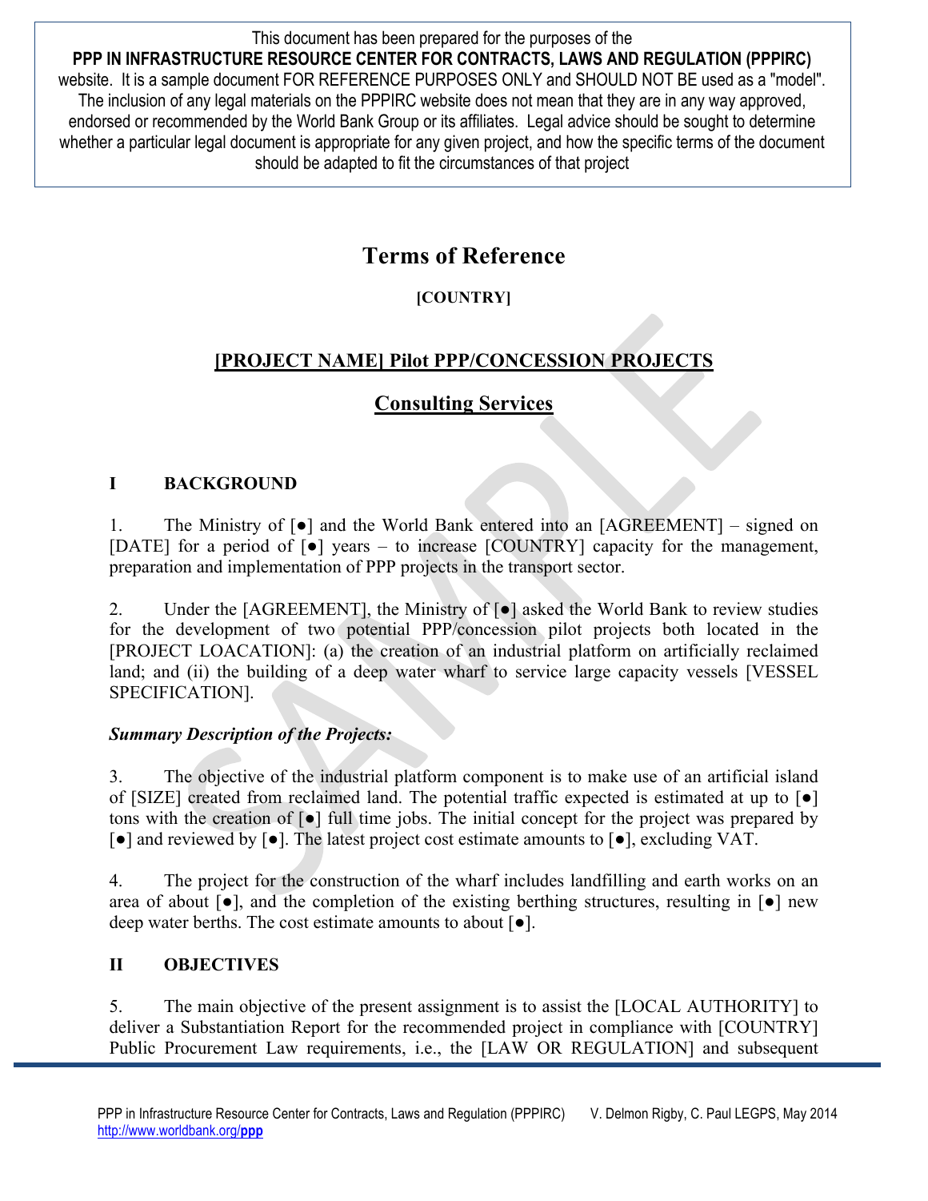This document has been prepared for the purposes of the **PPP IN INFRASTRUCTURE RESOURCE CENTER FOR CONTRACTS, LAWS AND REGULATION (PPPIRC)** website. It is a sample document FOR REFERENCE PURPOSES ONLY and SHOULD NOT BE used as a "model". The inclusion of any legal materials on the PPPIRC website does not mean that they are in any way approved, endorsed or recommended by the World Bank Group or its affiliates. Legal advice should be sought to determine whether a particular legal document is appropriate for any given project, and how the specific terms of the document should be adapted to fit the circumstances of that project

# Terms of Reference

**[COUNTRY]**

## [PROJECT NAME] Pilot PPP/CONCESSION PROJECTS

## Consulting Services

### I BACKGROUND

1. The Ministry of [●] and the World Bank entered into an [AGREEMENT] – signed on [DATE] for a period of [●] years – to increase [COUNTRY] capacity for the management, preparation and implementation of PPP projects in the transport sector.

2. Under the [AGREEMENT], the Ministry of [●] asked the World Bank to review studies for the development of two potential PPP/concession pilot projects both located in the [PROJECT LOACATION]: (a) the creation of an industrial platform on artificially reclaimed land; and (ii) the building of a deep water wharf to service large capacity vessels [VESSEL SPECIFICATION].

***Summary Description of the Projects:***

3. The objective of the industrial platform component is to make use of an artificial island of [SIZE] created from reclaimed land. The potential traffic expected is estimated at up to [●] tons with the creation of [●] full time jobs. The initial concept for the project was prepared by [●] and reviewed by [●]. The latest project cost estimate amounts to [●], excluding VAT.

4. The project for the construction of the wharf includes landfilling and earth works on an area of about [●], and the completion of the existing berthing structures, resulting in [●] new deep water berths. The cost estimate amounts to about [●].

### II OBJECTIVES

5. The main objective of the present assignment is to assist the [LOCAL AUTHORITY] to deliver a Substantiation Report for the recommended project in compliance with [COUNTRY] Public Procurement Law requirements, i.e., the [LAW OR REGULATION] and subsequent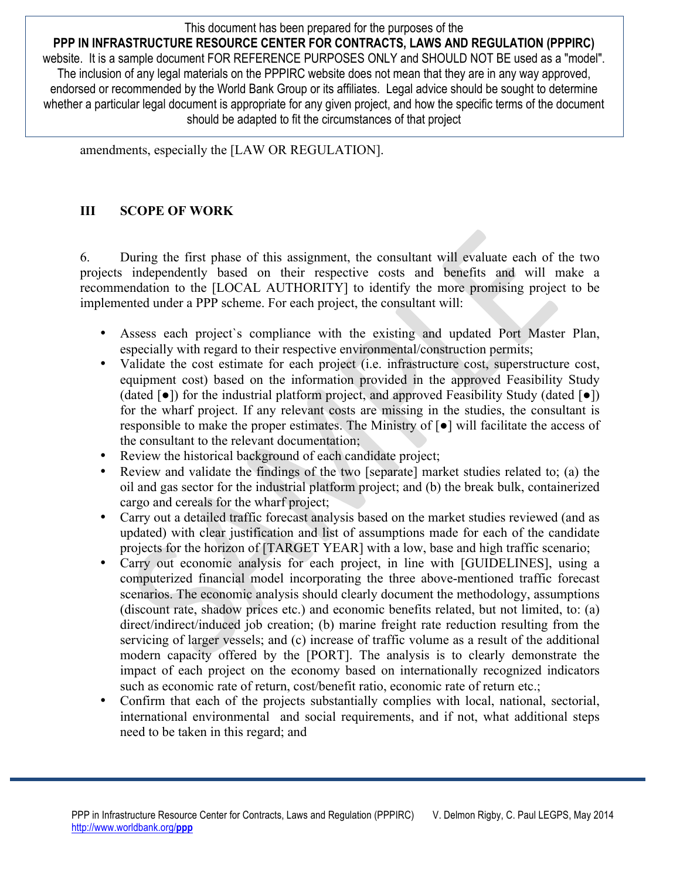amendments, especially the [LAW OR REGULATION].

## III SCOPE OF WORK

6. During the first phase of this assignment, the consultant will evaluate each of the two projects independently based on their respective costs and benefits and will make a recommendation to the [LOCAL AUTHORITY] to identify the more promising project to be implemented under a PPP scheme. For each project, the consultant will:

- Assess each project`s compliance with the existing and updated Port Master Plan, especially with regard to their respective environmental/construction permits;
- Validate the cost estimate for each project (i.e. infrastructure cost, superstructure cost, equipment cost) based on the information provided in the approved Feasibility Study (dated [●]) for the industrial platform project, and approved Feasibility Study (dated [●]) for the wharf project. If any relevant costs are missing in the studies, the consultant is responsible to make the proper estimates. The Ministry of [●] will facilitate the access of the consultant to the relevant documentation;
- Review the historical background of each candidate project;
- Review and validate the findings of the two [separate] market studies related to; (a) the oil and gas sector for the industrial platform project; and (b) the break bulk, containerized cargo and cereals for the wharf project;
- Carry out a detailed traffic forecast analysis based on the market studies reviewed (and as updated) with clear justification and list of assumptions made for each of the candidate projects for the horizon of [TARGET YEAR] with a low, base and high traffic scenario;
- Carry out economic analysis for each project, in line with [GUIDELINES], using a computerized financial model incorporating the three above-mentioned traffic forecast scenarios. The economic analysis should clearly document the methodology, assumptions (discount rate, shadow prices etc.) and economic benefits related, but not limited, to: (a) direct/indirect/induced job creation; (b) marine freight rate reduction resulting from the servicing of larger vessels; and (c) increase of traffic volume as a result of the additional modern capacity offered by the [PORT]. The analysis is to clearly demonstrate the impact of each project on the economy based on internationally recognized indicators such as economic rate of return, cost/benefit ratio, economic rate of return etc.;
- Confirm that each of the projects substantially complies with local, national, sectorial, international environmental and social requirements, and if not, what additional steps need to be taken in this regard; and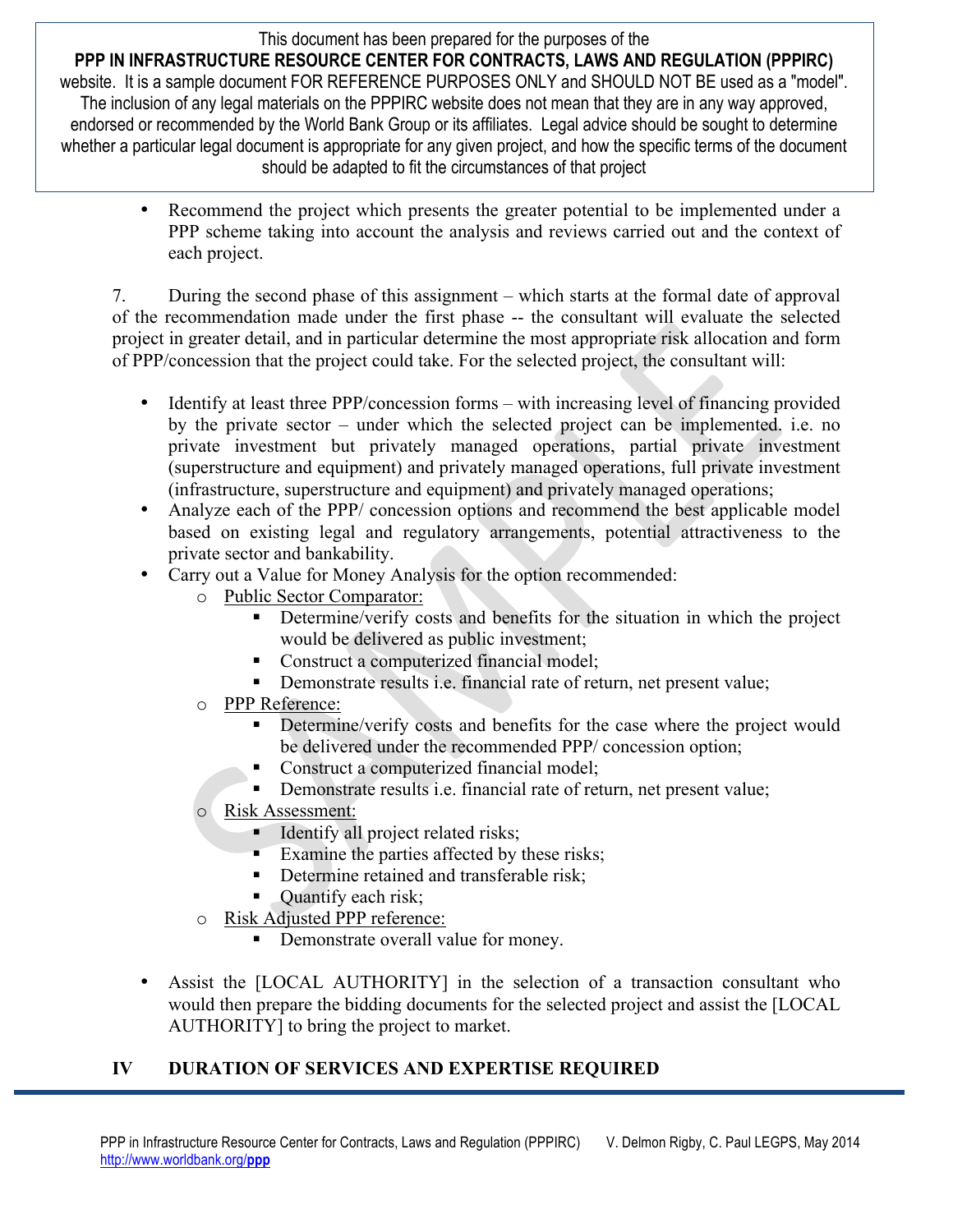- Recommend the project which presents the greater potential to be implemented under a PPP scheme taking into account the analysis and reviews carried out and the context of each project.

7. During the second phase of this assignment – which starts at the formal date of approval of the recommendation made under the first phase -- the consultant will evaluate the selected project in greater detail, and in particular determine the most appropriate risk allocation and form of PPP/concession that the project could take. For the selected project, the consultant will:

- Identify at least three PPP/concession forms – with increasing level of financing provided by the private sector – under which the selected project can be implemented. i.e. no private investment but privately managed operations, partial private investment (superstructure and equipment) and privately managed operations, full private investment (infrastructure, superstructure and equipment) and privately managed operations;
- Analyze each of the PPP/ concession options and recommend the best applicable model based on existing legal and regulatory arrangements, potential attractiveness to the private sector and bankability.
- Carry out a Value for Money Analysis for the option recommended:
  - Public Sector Comparator:
    - Determine/verify costs and benefits for the situation in which the project would be delivered as public investment;
    - Construct a computerized financial model;
    - Demonstrate results i.e. financial rate of return, net present value;
  - PPP Reference:
    - Determine/verify costs and benefits for the case where the project would be delivered under the recommended PPP/ concession option;
    - Construct a computerized financial model;
    - Demonstrate results i.e. financial rate of return, net present value;
  - Risk Assessment:
    - Identify all project related risks;
    - Examine the parties affected by these risks;
    - Determine retained and transferable risk;
    - Quantify each risk;
  - Risk Adjusted PPP reference:
    - Demonstrate overall value for money.
- Assist the [LOCAL AUTHORITY] in the selection of a transaction consultant who would then prepare the bidding documents for the selected project and assist the [LOCAL AUTHORITY] to bring the project to market.

## IV DURATION OF SERVICES AND EXPERTISE REQUIRED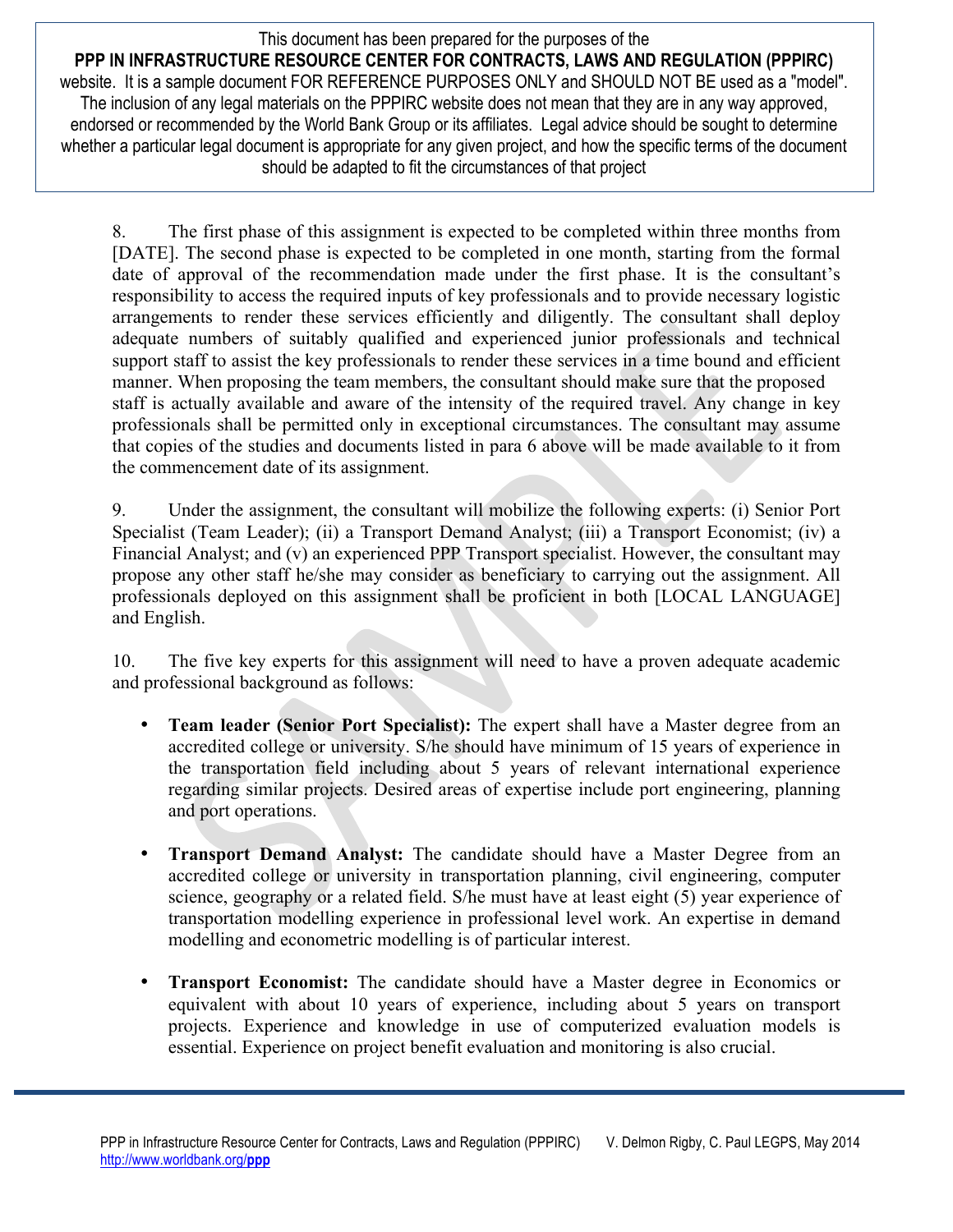8. The first phase of this assignment is expected to be completed within three months from [DATE]. The second phase is expected to be completed in one month, starting from the formal date of approval of the recommendation made under the first phase. It is the consultant's responsibility to access the required inputs of key professionals and to provide necessary logistic arrangements to render these services efficiently and diligently. The consultant shall deploy adequate numbers of suitably qualified and experienced junior professionals and technical support staff to assist the key professionals to render these services in a time bound and efficient manner. When proposing the team members, the consultant should make sure that the proposed staff is actually available and aware of the intensity of the required travel. Any change in key professionals shall be permitted only in exceptional circumstances. The consultant may assume that copies of the studies and documents listed in para 6 above will be made available to it from the commencement date of its assignment.

9. Under the assignment, the consultant will mobilize the following experts: (i) Senior Port Specialist (Team Leader); (ii) a Transport Demand Analyst; (iii) a Transport Economist; (iv) a Financial Analyst; and (v) an experienced PPP Transport specialist. However, the consultant may propose any other staff he/she may consider as beneficiary to carrying out the assignment. All professionals deployed on this assignment shall be proficient in both [LOCAL LANGUAGE] and English.

10. The five key experts for this assignment will need to have a proven adequate academic and professional background as follows:

- **Team leader (Senior Port Specialist):** The expert shall have a Master degree from an accredited college or university. S/he should have minimum of 15 years of experience in the transportation field including about 5 years of relevant international experience regarding similar projects. Desired areas of expertise include port engineering, planning and port operations.

- **Transport Demand Analyst:** The candidate should have a Master Degree from an accredited college or university in transportation planning, civil engineering, computer science, geography or a related field. S/he must have at least eight (5) year experience of transportation modelling experience in professional level work. An expertise in demand modelling and econometric modelling is of particular interest.

- **Transport Economist:** The candidate should have a Master degree in Economics or equivalent with about 10 years of experience, including about 5 years on transport projects. Experience and knowledge in use of computerized evaluation models is essential. Experience on project benefit evaluation and monitoring is also crucial.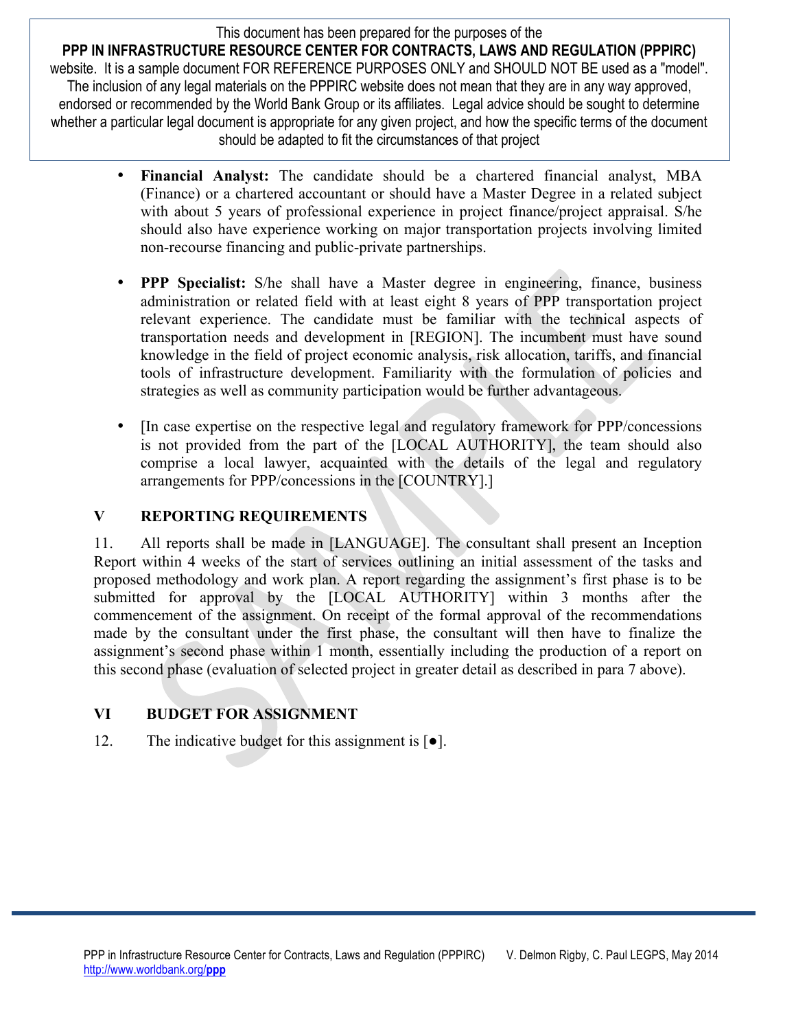- **Financial Analyst:** The candidate should be a chartered financial analyst, MBA (Finance) or a chartered accountant or should have a Master Degree in a related subject with about 5 years of professional experience in project finance/project appraisal. S/he should also have experience working on major transportation projects involving limited non-recourse financing and public-private partnerships.

- **PPP Specialist:** S/he shall have a Master degree in engineering, finance, business administration or related field with at least eight 8 years of PPP transportation project relevant experience. The candidate must be familiar with the technical aspects of transportation needs and development in [REGION]. The incumbent must have sound knowledge in the field of project economic analysis, risk allocation, tariffs, and financial tools of infrastructure development. Familiarity with the formulation of policies and strategies as well as community participation would be further advantageous.

- [In case expertise on the respective legal and regulatory framework for PPP/concessions is not provided from the part of the [LOCAL AUTHORITY], the team should also comprise a local lawyer, acquainted with the details of the legal and regulatory arrangements for PPP/concessions in the [COUNTRY].]

## V REPORTING REQUIREMENTS

11. All reports shall be made in [LANGUAGE]. The consultant shall present an Inception Report within 4 weeks of the start of services outlining an initial assessment of the tasks and proposed methodology and work plan. A report regarding the assignment's first phase is to be submitted for approval by the [LOCAL AUTHORITY] within 3 months after the commencement of the assignment. On receipt of the formal approval of the recommendations made by the consultant under the first phase, the consultant will then have to finalize the assignment's second phase within 1 month, essentially including the production of a report on this second phase (evaluation of selected project in greater detail as described in para 7 above).

## VI BUDGET FOR ASSIGNMENT

12. The indicative budget for this assignment is [●].